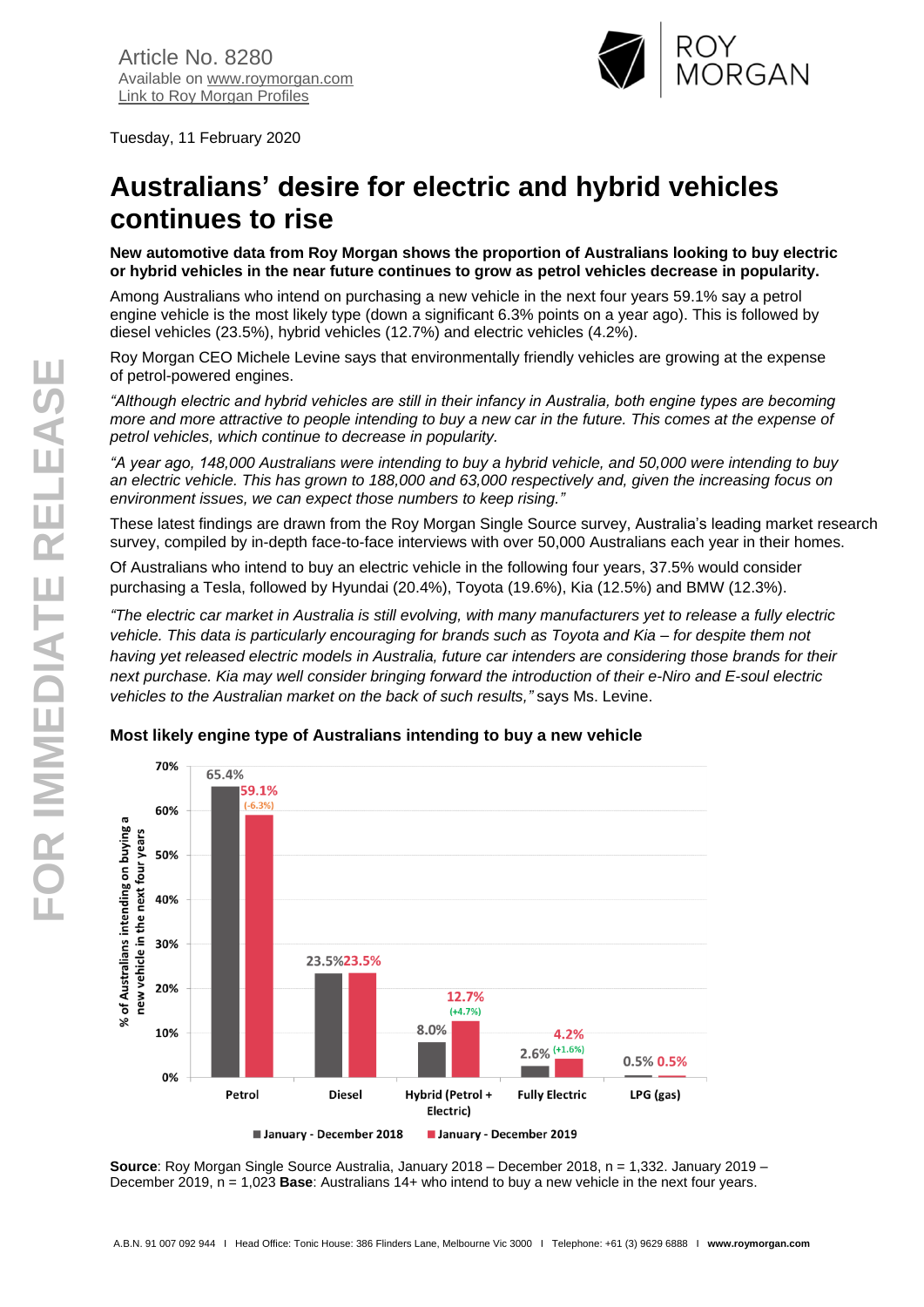Article No. 8280
Available on www.roymorgan.com
Link to Roy Morgan Profiles

Tuesday, 11 February 2020

# Australians' desire for electric and hybrid vehicles continues to rise

**New automotive data from Roy Morgan shows the proportion of Australians looking to buy electric or hybrid vehicles in the near future continues to grow as petrol vehicles decrease in popularity.**

Among Australians who intend on purchasing a new vehicle in the next four years 59.1% say a petrol engine vehicle is the most likely type (down a significant 6.3% points on a year ago). This is followed by diesel vehicles (23.5%), hybrid vehicles (12.7%) and electric vehicles (4.2%).

Roy Morgan CEO Michele Levine says that environmentally friendly vehicles are growing at the expense of petrol-powered engines.

*"Although electric and hybrid vehicles are still in their infancy in Australia, both engine types are becoming more and more attractive to people intending to buy a new car in the future. This comes at the expense of petrol vehicles, which continue to decrease in popularity.*

*"A year ago, 148,000 Australians were intending to buy a hybrid vehicle, and 50,000 were intending to buy an electric vehicle. This has grown to 188,000 and 63,000 respectively and, given the increasing focus on environment issues, we can expect those numbers to keep rising."*

These latest findings are drawn from the Roy Morgan Single Source survey, Australia's leading market research survey, compiled by in-depth face-to-face interviews with over 50,000 Australians each year in their homes.

Of Australians who intend to buy an electric vehicle in the following four years, 37.5% would consider purchasing a Tesla, followed by Hyundai (20.4%), Toyota (19.6%), Kia (12.5%) and BMW (12.3%).

*"The electric car market in Australia is still evolving, with many manufacturers yet to release a fully electric vehicle. This data is particularly encouraging for brands such as Toyota and Kia – for despite them not having yet released electric models in Australia, future car intenders are considering those brands for their next purchase. Kia may well consider bringing forward the introduction of their e-Niro and E-soul electric vehicles to the Australian market on the back of such results,"* says Ms. Levine.

### Most likely engine type of Australians intending to buy a new vehicle

| Engine type | January - December 2018 | January - December 2019 | Change |
|---|---|---|---|
| Petrol | 65.4% | 59.1% | (-6.3%) |
| Diesel | 23.5% | 23.5% | |
| Hybrid (Petrol + Electric) | 8.0% | 12.7% | (+4.7%) |
| Fully Electric | 2.6% | 4.2% | (+1.6%) |
| LPG (gas) | 0.5% | 0.5% | |

**Source**: Roy Morgan Single Source Australia, January 2018 – December 2018, n = 1,332. January 2019 – December 2019, n = 1,023 **Base**: Australians 14+ who intend to buy a new vehicle in the next four years.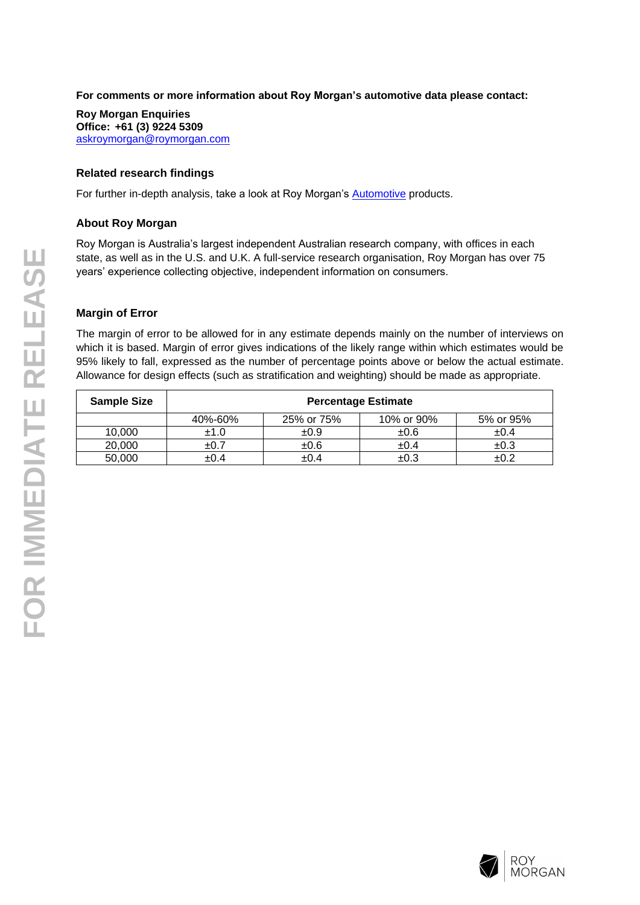**For comments or more information about Roy Morgan's automotive data please contact:**

**Roy Morgan Enquiries**
**Office: +61 (3) 9224 5309**
askroymorgan@roymorgan.com

### Related research findings

For further in-depth analysis, take a look at Roy Morgan's Automotive products.

### About Roy Morgan

Roy Morgan is Australia's largest independent Australian research company, with offices in each state, as well as in the U.S. and U.K. A full-service research organisation, Roy Morgan has over 75 years' experience collecting objective, independent information on consumers.

### Margin of Error

The margin of error to be allowed for in any estimate depends mainly on the number of interviews on which it is based. Margin of error gives indications of the likely range within which estimates would be 95% likely to fall, expressed as the number of percentage points above or below the actual estimate. Allowance for design effects (such as stratification and weighting) should be made as appropriate.

| Sample Size | Percentage Estimate | | | |
|---|---|---|---|---|
| | 40%-60% | 25% or 75% | 10% or 90% | 5% or 95% |
| 10,000 | ±1.0 | ±0.9 | ±0.6 | ±0.4 |
| 20,000 | ±0.7 | ±0.6 | ±0.4 | ±0.3 |
| 50,000 | ±0.4 | ±0.4 | ±0.3 | ±0.2 |